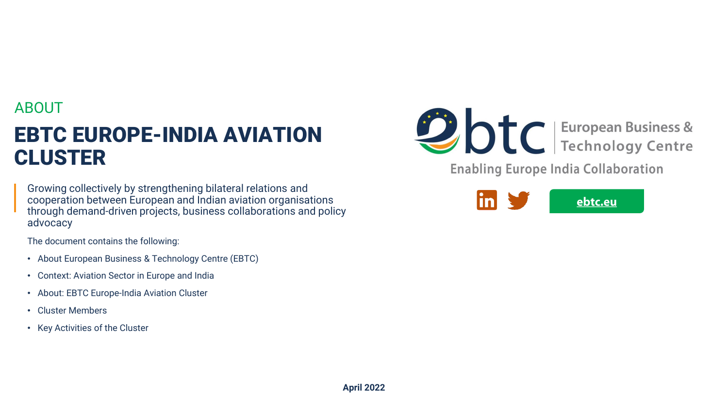ABOUT

# EBTC EUROPE-INDIA AVIATION CLUSTER

Growing collectively by strengthening bilateral relations and cooperation between European and Indian aviation organisations through demand-driven projects, business collaborations and policy advocacy

The document contains the following:

- About European Business & Technology Centre (EBTC)
- Context: Aviation Sector in Europe and India
- About: EBTC Europe-India Aviation Cluster
- Cluster Members
- Key Activities of the Cluster

ebtc | European Business & Technology Centre

Enabling Europe India Collaboration

ebtc.eu

**April 2022**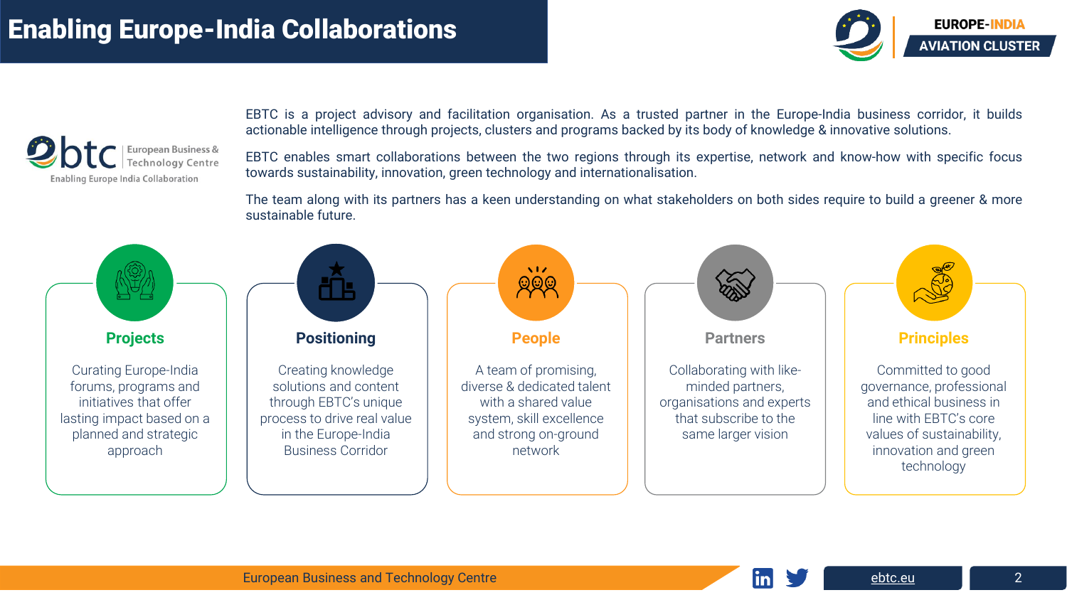# Enabling Europe-India Collaborations

EUROPE-INDIA AVIATION CLUSTER

ebtc European Business & Technology Centre
Enabling Europe India Collaboration

EBTC is a project advisory and facilitation organisation. As a trusted partner in the Europe-India business corridor, it builds actionable intelligence through projects, clusters and programs backed by its body of knowledge & innovative solutions.

EBTC enables smart collaborations between the two regions through its expertise, network and know-how with specific focus towards sustainability, innovation, green technology and internationalisation.

The team along with its partners has a keen understanding on what stakeholders on both sides require to build a greener & more sustainable future.

### Projects

Curating Europe-India forums, programs and initiatives that offer lasting impact based on a planned and strategic approach

### Positioning

Creating knowledge solutions and content through EBTC's unique process to drive real value in the Europe-India Business Corridor

### People

A team of promising, diverse & dedicated talent with a shared value system, skill excellence and strong on-ground network

### Partners

Collaborating with like-minded partners, organisations and experts that subscribe to the same larger vision

### Principles

Committed to good governance, professional and ethical business in line with EBTC's core values of sustainability, innovation and green technology

European Business and Technology Centre

ebtc.eu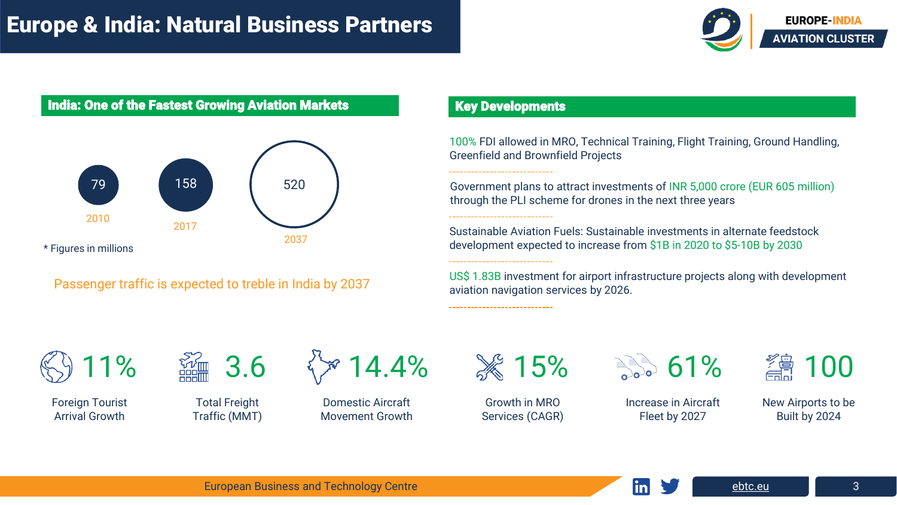# Europe & India: Natural Business Partners

EUROPE-INDIA AVIATION CLUSTER

## India: One of the Fastest Growing Aviation Markets

| Year | Passengers |
|---|---|
| 2010 | 79 |
| 2017 | 158 |
| 2037 | 520 |

\* Figures in millions

Passenger traffic is expected to treble in India by 2037

## Key Developments

100% FDI allowed in MRO, Technical Training, Flight Training, Ground Handling, Greenfield and Brownfield Projects

Government plans to attract investments of INR 5,000 crore (EUR 605 million) through the PLI scheme for drones in the next three years

Sustainable Aviation Fuels: Sustainable investments in alternate feedstock development expected to increase from $1B in 2020 to $5-10B by 2030

US$ 1.83B investment for airport infrastructure projects along with development aviation navigation services by 2026.

**11%** Foreign Tourist Arrival Growth

**3.6** Total Freight Traffic (MMT)

**14.4%** Domestic Aircraft Movement Growth

**15%** Growth in MRO Services (CAGR)

**61%** Increase in Aircraft Fleet by 2027

**100** New Airports to be Built by 2024

European Business and Technology Centre

ebtc.eu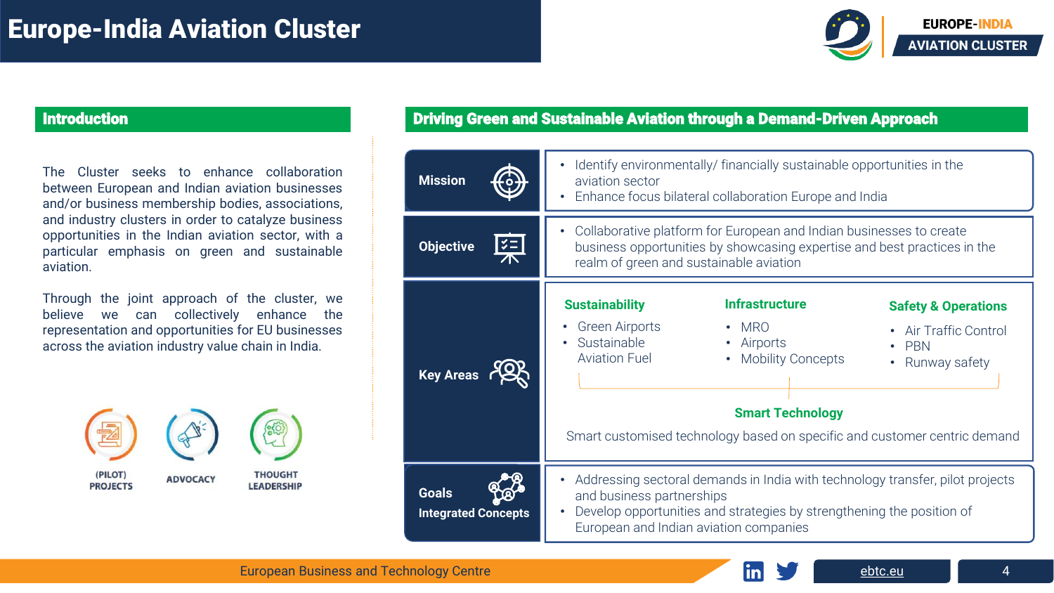# Europe-India Aviation Cluster

## Introduction

The Cluster seeks to enhance collaboration between European and Indian aviation businesses and/or business membership bodies, associations, and industry clusters in order to catalyze business opportunities in the Indian aviation sector, with a particular emphasis on green and sustainable aviation.

Through the joint approach of the cluster, we believe we can collectively enhance the representation and opportunities for EU businesses across the aviation industry value chain in India.

(PILOT) PROJECTS

ADVOCACY

THOUGHT LEADERSHIP

## Driving Green and Sustainable Aviation through a Demand-Driven Approach

### Mission

- Identify environmentally/ financially sustainable opportunities in the aviation sector
- Enhance focus bilateral collaboration Europe and India

### Objective

- Collaborative platform for European and Indian businesses to create business opportunities by showcasing expertise and best practices in the realm of green and sustainable aviation

### Key Areas

**Sustainability**

- Green Airports
- Sustainable Aviation Fuel

**Infrastructure**

- MRO
- Airports
- Mobility Concepts

**Safety & Operations**

- Air Traffic Control
- PBN
- Runway safety

**Smart Technology**

Smart customised technology based on specific and customer centric demand

### Goals Integrated Concepts

- Addressing sectoral demands in India with technology transfer, pilot projects and business partnerships
- Develop opportunities and strategies by strengthening the position of European and Indian aviation companies

European Business and Technology Centre

ebtc.eu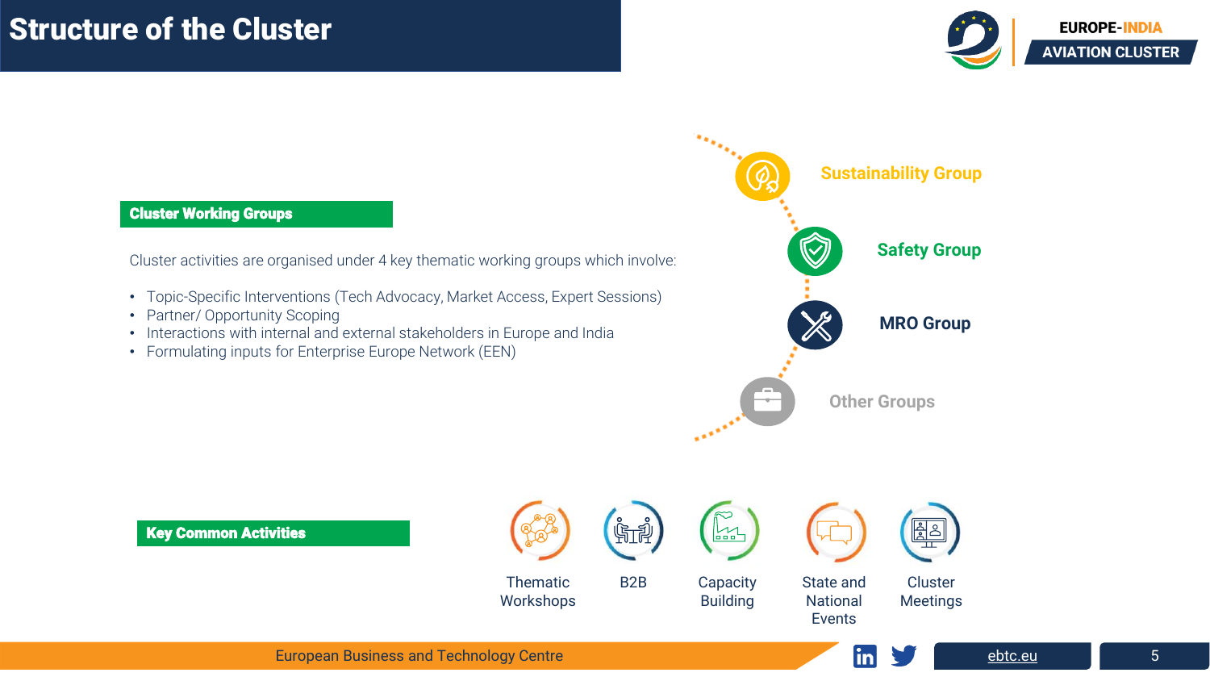# Structure of the Cluster

## Cluster Working Groups

Cluster activities are organised under 4 key thematic working groups which involve:

- Topic-Specific Interventions (Tech Advocacy, Market Access, Expert Sessions)
- Partner/ Opportunity Scoping
- Interactions with internal and external stakeholders in Europe and India
- Formulating inputs for Enterprise Europe Network (EEN)

**Sustainability Group**

**Safety Group**

**MRO Group**

**Other Groups**

## Key Common Activities

- Thematic Workshops
- B2B
- Capacity Building
- State and National Events
- Cluster Meetings

European Business and Technology Centre

ebtc.eu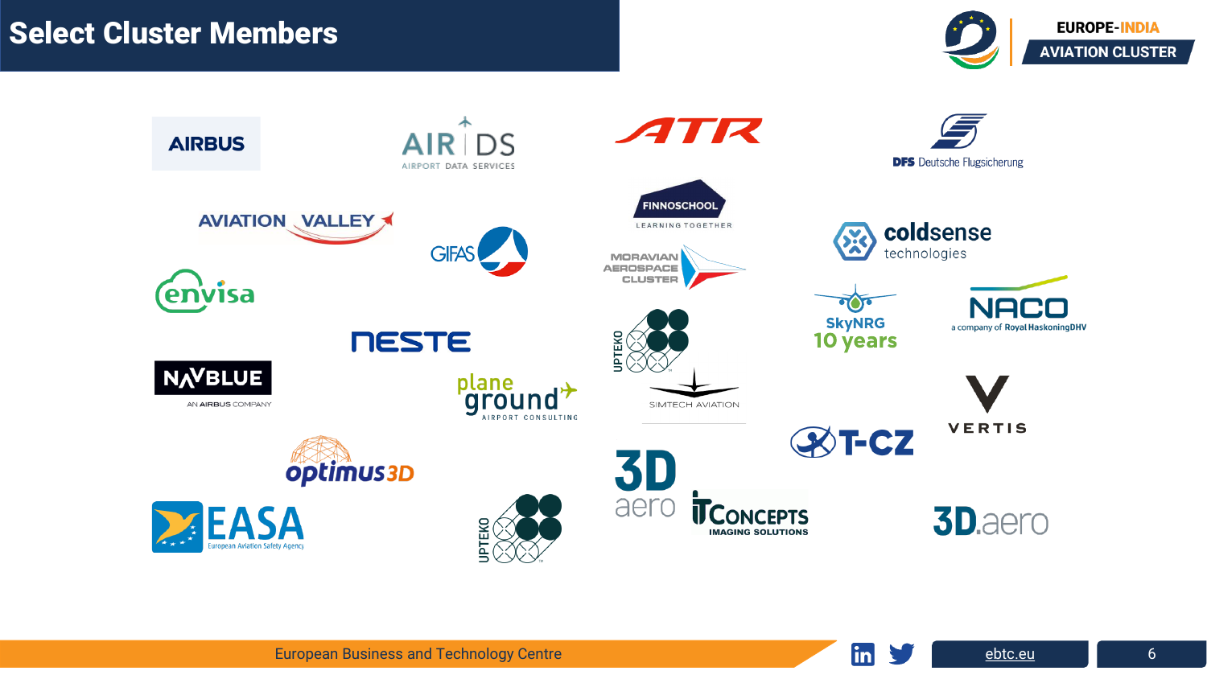# Select Cluster Members

AIRBUS

AIR DS — AIRPORT DATA SERVICES

ATR

DFS Deutsche Flugsicherung

AVIATION VALLEY

FINNOSCHOOL — LEARNING TOGETHER

GIFAS

coldsense technologies

MORAVIAN AEROSPACE CLUSTER

envisa

SkyNRG 10 years

NACO — a company of Royal HaskoningDHV

NESTE

UPTEKO

NAVBLUE — AN AIRBUS COMPANY

plane ground — AIRPORT CONSULTING

SIMTECH AVIATION

T-CZ

VERTIS

optimus3D

EASA — European Aviation Safety Agency

UPTEKO

3D aero

ITCONCEPTS — IMAGING SOLUTIONS

3D.aero

European Business and Technology Centre

ebtc.eu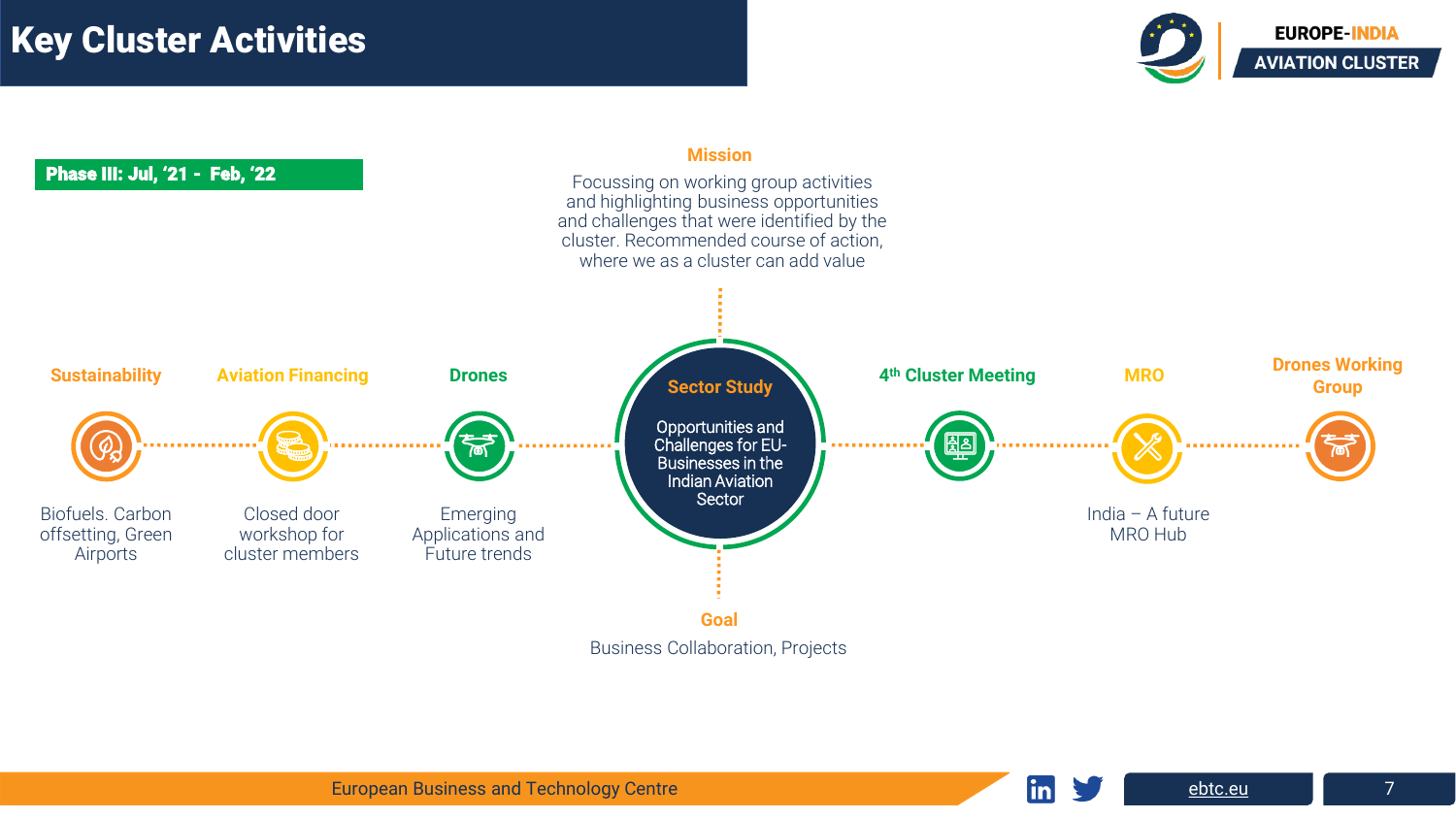# Key Cluster Activities

**Phase III: Jul, '21 - Feb, '22**

### Mission

Focussing on working group activities and highlighting business opportunities and challenges that were identified by the cluster. Recommended course of action, where we as a cluster can add value

### Sector Study

Opportunities and Challenges for EU-Businesses in the Indian Aviation Sector

### Goal

Business Collaboration, Projects

**Sustainability**

Biofuels. Carbon offsetting, Green Airports

**Aviation Financing**

Closed door workshop for cluster members

**Drones**

Emerging Applications and Future trends

**4th Cluster Meeting**

**MRO**

India – A future MRO Hub

**Drones Working Group**

European Business and Technology Centre

ebtc.eu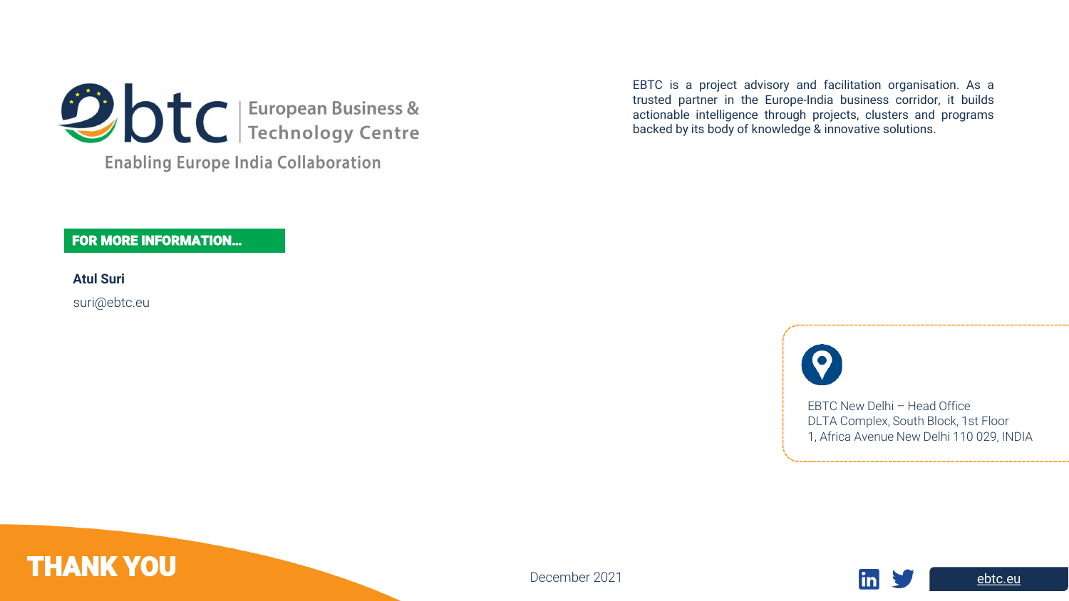ebtc European Business & Technology Centre

Enabling Europe India Collaboration

EBTC is a project advisory and facilitation organisation. As a trusted partner in the Europe-India business corridor, it builds actionable intelligence through projects, clusters and programs backed by its body of knowledge & innovative solutions.

**FOR MORE INFORMATION…**

**Atul Suri**

suri@ebtc.eu

EBTC New Delhi – Head Office
DLTA Complex, South Block, 1st Floor
1, Africa Avenue New Delhi 110 029, INDIA

**THANK YOU**

December 2021

ebtc.eu